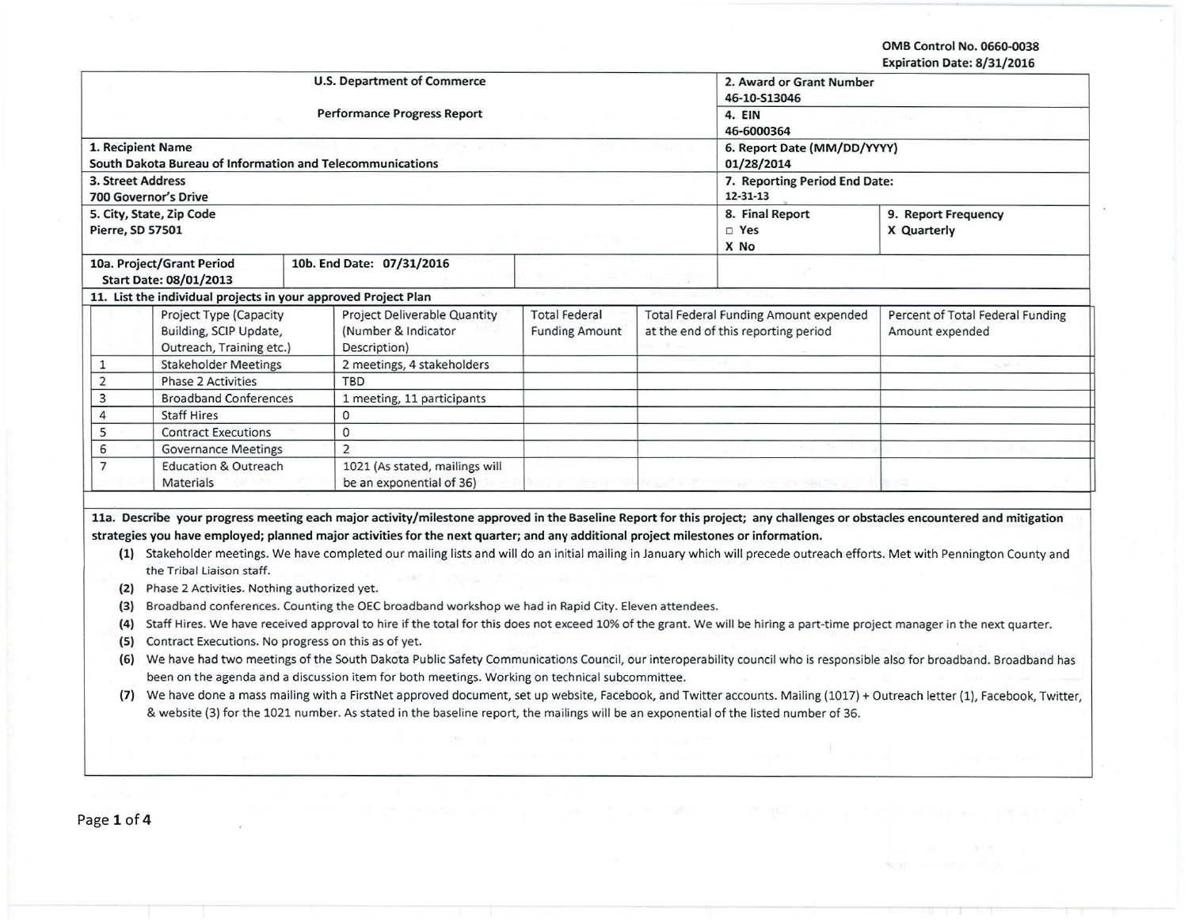OMB Control No. 0660-0038
Expiration Date: 8/31/2016

| U.S. Department of Commerce | | 2. Award or Grant Number | |
|---|---|---|---|
| Performance Progress Report | | 46-10-S13046 | |
| | | 4. EIN 46-6000364 | |
| 1. Recipient Name: South Dakota Bureau of Information and Telecommunications | | 6. Report Date (MM/DD/YYYY): 01/28/2014 | |
| 3. Street Address: 700 Governor's Drive | | 7. Reporting Period End Date: 12-31-13 | |
| 5. City, State, Zip Code: Pierre, SD 57501 | | 8. Final Report: □ Yes X No | 9. Report Frequency: X Quarterly |
| 10a. Project/Grant Period Start Date: 08/01/2013 | 10b. End Date: 07/31/2016 | | |

**11. List the individual projects in your approved Project Plan**

| | Project Type (Capacity Building, SCIP Update, Outreach, Training etc.) | Project Deliverable Quantity (Number & Indicator Description) | Total Federal Funding Amount | Total Federal Funding Amount expended at the end of this reporting period | Percent of Total Federal Funding Amount expended |
|---|---|---|---|---|---|
| 1 | Stakeholder Meetings | 2 meetings, 4 stakeholders | | | |
| 2 | Phase 2 Activities | TBD | | | |
| 3 | Broadband Conferences | 1 meeting, 11 participants | | | |
| 4 | Staff Hires | 0 | | | |
| 5 | Contract Executions | 0 | | | |
| 6 | Governance Meetings | 2 | | | |
| 7 | Education & Outreach Materials | 1021 (As stated, mailings will be an exponential of 36) | | | |

**11a. Describe your progress meeting each major activity/milestone approved in the Baseline Report for this project; any challenges or obstacles encountered and mitigation strategies you have employed; planned major activities for the next quarter; and any additional project milestones or information.**

(1) Stakeholder meetings. We have completed our mailing lists and will do an initial mailing in January which will precede outreach efforts. Met with Pennington County and the Tribal Liaison staff.

(2) Phase 2 Activities. Nothing authorized yet.

(3) Broadband conferences. Counting the OEC broadband workshop we had in Rapid City. Eleven attendees.

(4) Staff Hires. We have received approval to hire if the total for this does not exceed 10% of the grant. We will be hiring a part-time project manager in the next quarter.

(5) Contract Executions. No progress on this as of yet.

(6) We have had two meetings of the South Dakota Public Safety Communications Council, our interoperability council who is responsible also for broadband. Broadband has been on the agenda and a discussion item for both meetings. Working on technical subcommittee.

(7) We have done a mass mailing with a FirstNet approved document, set up website, Facebook, and Twitter accounts. Mailing (1017) + Outreach letter (1), Facebook, Twitter, & website (3) for the 1021 number. As stated in the baseline report, the mailings will be an exponential of the listed number of 36.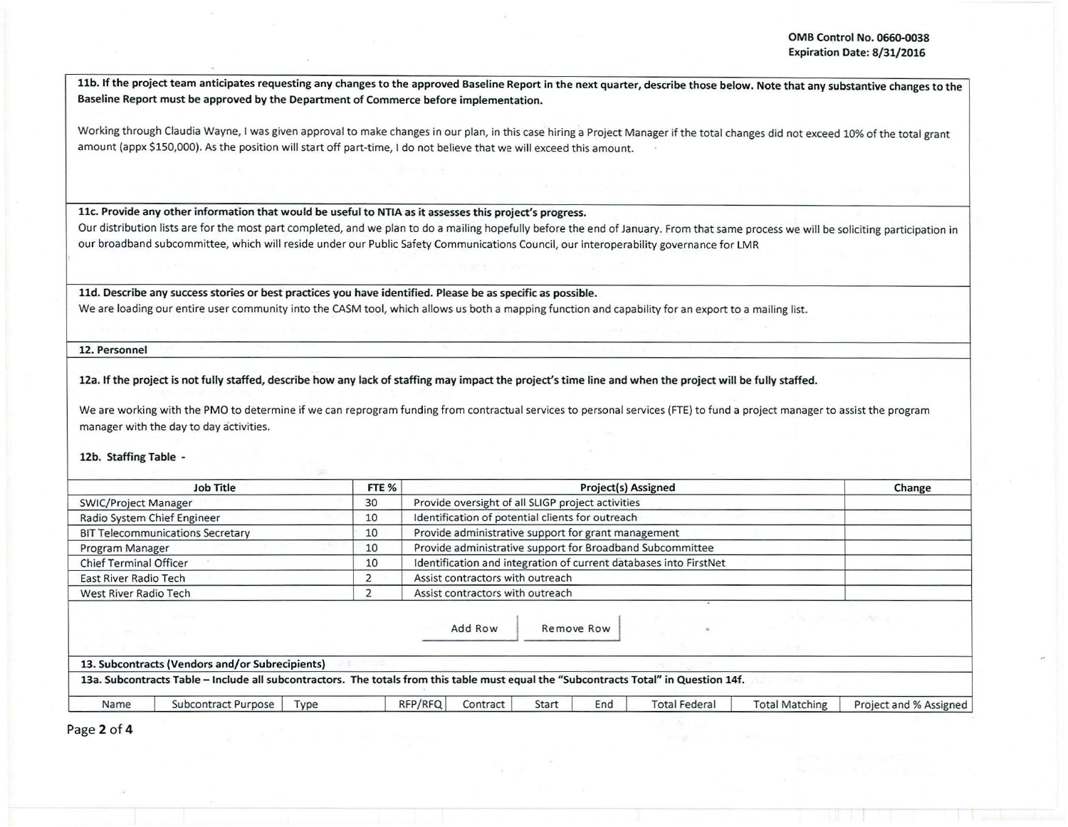OMB Control No. 0660-0038
Expiration Date: 8/31/2016

**11b. If the project team anticipates requesting any changes to the approved Baseline Report in the next quarter, describe those below. Note that any substantive changes to the Baseline Report must be approved by the Department of Commerce before implementation.**

Working through Claudia Wayne, I was given approval to make changes in our plan, in this case hiring a Project Manager if the total changes did not exceed 10% of the total grant amount (appx $150,000). As the position will start off part-time, I do not believe that we will exceed this amount.

**11c. Provide any other information that would be useful to NTIA as it assesses this project's progress.**

Our distribution lists are for the most part completed, and we plan to do a mailing hopefully before the end of January. From that same process we will be soliciting participation in our broadband subcommittee, which will reside under our Public Safety Communications Council, our interoperability governance for LMR

**11d. Describe any success stories or best practices you have identified. Please be as specific as possible.**

We are loading our entire user community into the CASM tool, which allows us both a mapping function and capability for an export to a mailing list.

**12. Personnel**

**12a. If the project is not fully staffed, describe how any lack of staffing may impact the project's time line and when the project will be fully staffed.**

We are working with the PMO to determine if we can reprogram funding from contractual services to personal services (FTE) to fund a project manager to assist the program manager with the day to day activities.

**12b. Staffing Table -**

| Job Title | FTE % | Project(s) Assigned | Change |
|---|---|---|---|
| SWIC/Project Manager | 30 | Provide oversight of all SLIGP project activities | |
| Radio System Chief Engineer | 10 | Identification of potential clients for outreach | |
| BIT Telecommunications Secretary | 10 | Provide administrative support for grant management | |
| Program Manager | 10 | Provide administrative support for Broadband Subcommittee | |
| Chief Terminal Officer | 10 | Identification and integration of current databases into FirstNet | |
| East River Radio Tech | 2 | Assist contractors with outreach | |
| West River Radio Tech | 2 | Assist contractors with outreach | |

**13. Subcontracts (Vendors and/or Subrecipients)**

**13a. Subcontracts Table – Include all subcontractors. The totals from this table must equal the "Subcontracts Total" in Question 14f.**

| Name | Subcontract Purpose | Type | RFP/RFQ | Contract | Start | End | Total Federal | Total Matching | Project and % Assigned |
|---|---|---|---|---|---|---|---|---|---|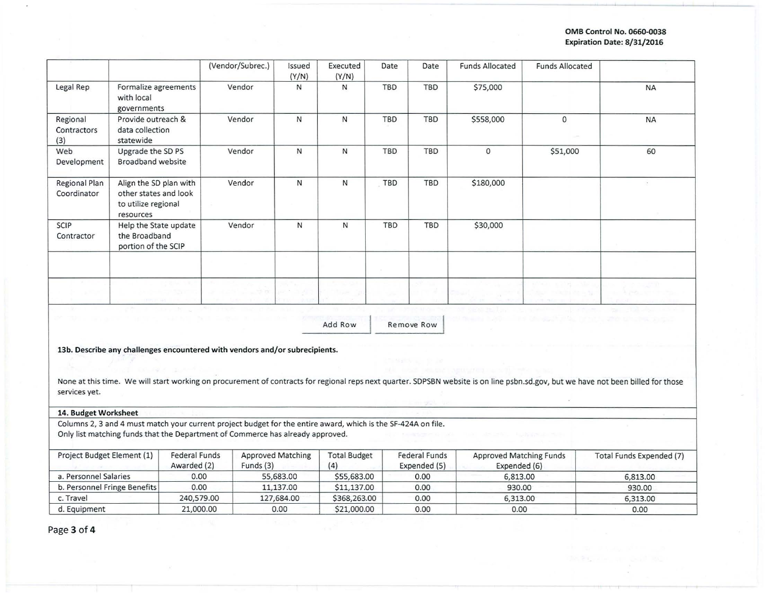| | | (Vendor/Subrec.) | Issued (Y/N) | Executed (Y/N) | Date | Date | Funds Allocated | Funds Allocated | |
|---|---|---|---|---|---|---|---|---|---|
| Legal Rep | Formalize agreements with local governments | Vendor | N | N | TBD | TBD | $75,000 | | NA |
| Regional Contractors (3) | Provide outreach & data collection statewide | Vendor | N | N | TBD | TBD | $558,000 | 0 | NA |
| Web Development | Upgrade the SD PS Broadband website | Vendor | N | N | TBD | TBD | 0 | $51,000 | 60 |
| Regional Plan Coordinator | Align the SD plan with other states and look to utilize regional resources | Vendor | N | N | TBD | TBD | $180,000 | | |
| SCIP Contractor | Help the State update the Broadband portion of the SCIP | Vendor | N | N | TBD | TBD | $30,000 | | |
| | | | | | | | | | |
| | | | | | | | | | |

Add Row Remove Row

**13b. Describe any challenges encountered with vendors and/or subrecipients.**

None at this time. We will start working on procurement of contracts for regional reps next quarter. SDPSBN website is on line psbn.sd.gov, but we have not been billed for those services yet.

**14. Budget Worksheet**

Columns 2, 3 and 4 must match your current project budget for the entire award, which is the SF-424A on file.
Only list matching funds that the Department of Commerce has already approved.

| Project Budget Element (1) | Federal Funds Awarded (2) | Approved Matching Funds (3) | Total Budget (4) | Federal Funds Expended (5) | Approved Matching Funds Expended (6) | Total Funds Expended (7) |
|---|---|---|---|---|---|---|
| a. Personnel Salaries | 0.00 | 55,683.00 | $55,683.00 | 0.00 | 6,813.00 | 6,813.00 |
| b. Personnel Fringe Benefits | 0.00 | 11,137.00 | $11,137.00 | 0.00 | 930.00 | 930.00 |
| c. Travel | 240,579.00 | 127,684.00 | $368,263.00 | 0.00 | 6,313.00 | 6,313.00 |
| d. Equipment | 21,000.00 | 0.00 | $21,000.00 | 0.00 | 0.00 | 0.00 |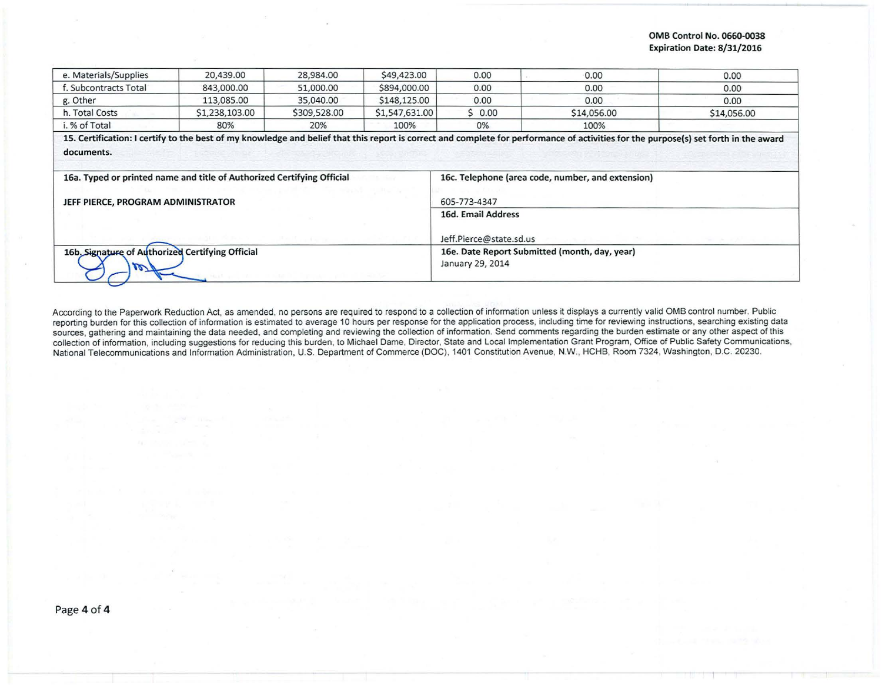OMB Control No. 0660-0038
Expiration Date: 8/31/2016

| | | | | | | |
|---|---|---|---|---|---|---|
| e. Materials/Supplies | 20,439.00 | 28,984.00 | $49,423.00 | 0.00 | 0.00 | 0.00 |
| f. Subcontracts Total | 843,000.00 | 51,000.00 | $894,000.00 | 0.00 | 0.00 | 0.00 |
| g. Other | 113,085.00 | 35,040.00 | $148,125.00 | 0.00 | 0.00 | 0.00 |
| h. Total Costs | $1,238,103.00 | $309,528.00 | $1,547,631.00 | $ 0.00 | $14,056.00 | $14,056.00 |
| i. % of Total | 80% | 20% | 100% | 0% | 100% | |

**15. Certification: I certify to the best of my knowledge and belief that this report is correct and complete for performance of activities for the purpose(s) set forth in the award documents.**

| | |
|---|---|
| **16a. Typed or printed name and title of Authorized Certifying Official**<br><br>JEFF PIERCE, PROGRAM ADMINISTRATOR | **16c. Telephone (area code, number, and extension)**<br><br>605-773-4347 |
| | **16d. Email Address**<br><br>Jeff.Pierce@state.sd.us |
| **16b. Signature of Authorized Certifying Official** | **16e. Date Report Submitted (month, day, year)**<br>January 29, 2014 |

According to the Paperwork Reduction Act, as amended, no persons are required to respond to a collection of information unless it displays a currently valid OMB control number. Public reporting burden for this collection of information is estimated to average 10 hours per response for the application process, including time for reviewing instructions, searching existing data sources, gathering and maintaining the data needed, and completing and reviewing the collection of information. Send comments regarding the burden estimate or any other aspect of this collection of information, including suggestions for reducing this burden, to Michael Dame, Director, State and Local Implementation Grant Program, Office of Public Safety Communications, National Telecommunications and Information Administration, U.S. Department of Commerce (DOC), 1401 Constitution Avenue, N.W., HCHB, Room 7324, Washington, D.C. 20230.